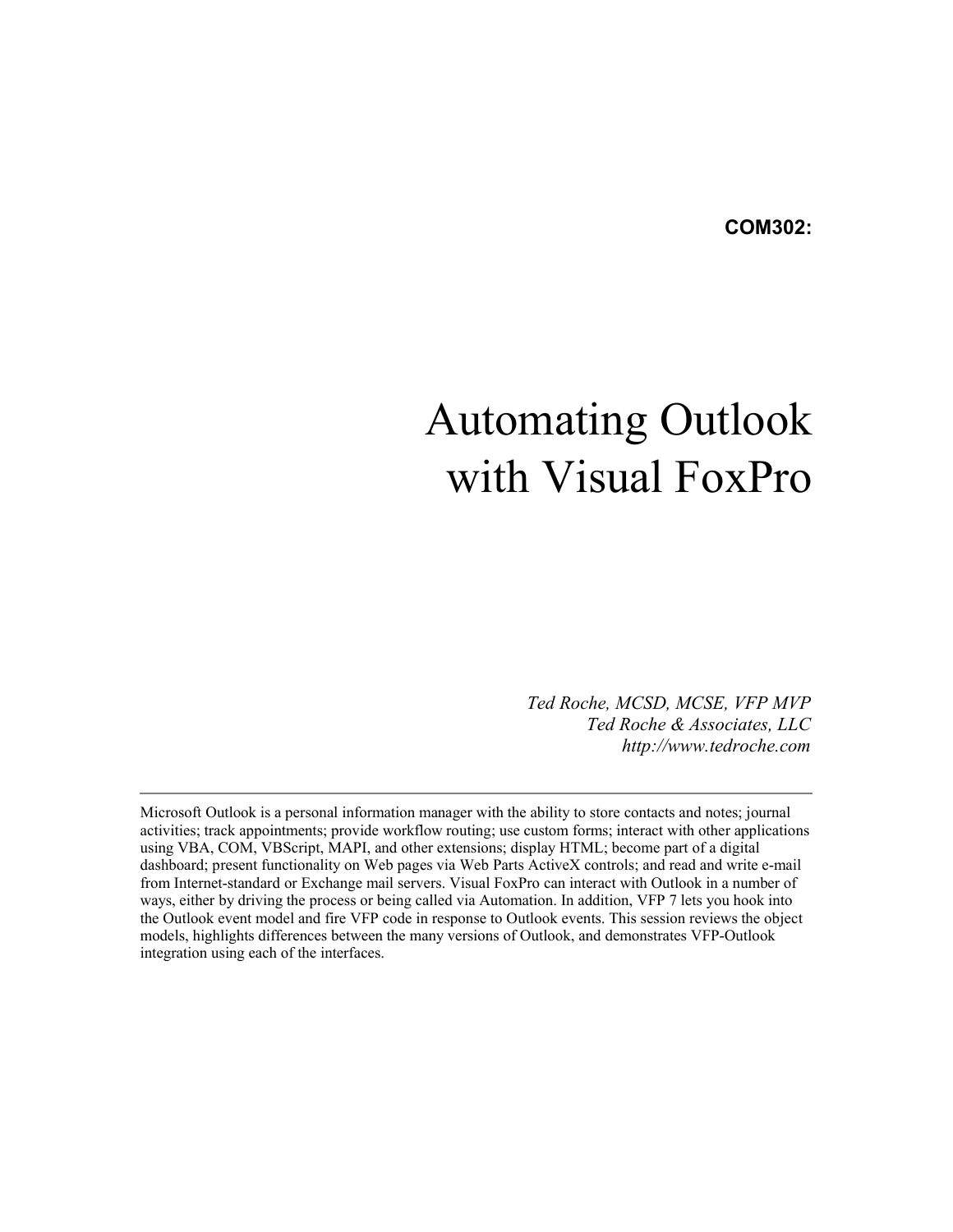**COM302:**

# Automating Outlook with Visual FoxPro

*Ted Roche, MCSD, MCSE, VFP MVP*
*Ted Roche & Associates, LLC*
*http://www.tedroche.com*

---

Microsoft Outlook is a personal information manager with the ability to store contacts and notes; journal activities; track appointments; provide workflow routing; use custom forms; interact with other applications using VBA, COM, VBScript, MAPI, and other extensions; display HTML; become part of a digital dashboard; present functionality on Web pages via Web Parts ActiveX controls; and read and write e-mail from Internet-standard or Exchange mail servers. Visual FoxPro can interact with Outlook in a number of ways, either by driving the process or being called via Automation. In addition, VFP 7 lets you hook into the Outlook event model and fire VFP code in response to Outlook events. This session reviews the object models, highlights differences between the many versions of Outlook, and demonstrates VFP-Outlook integration using each of the interfaces.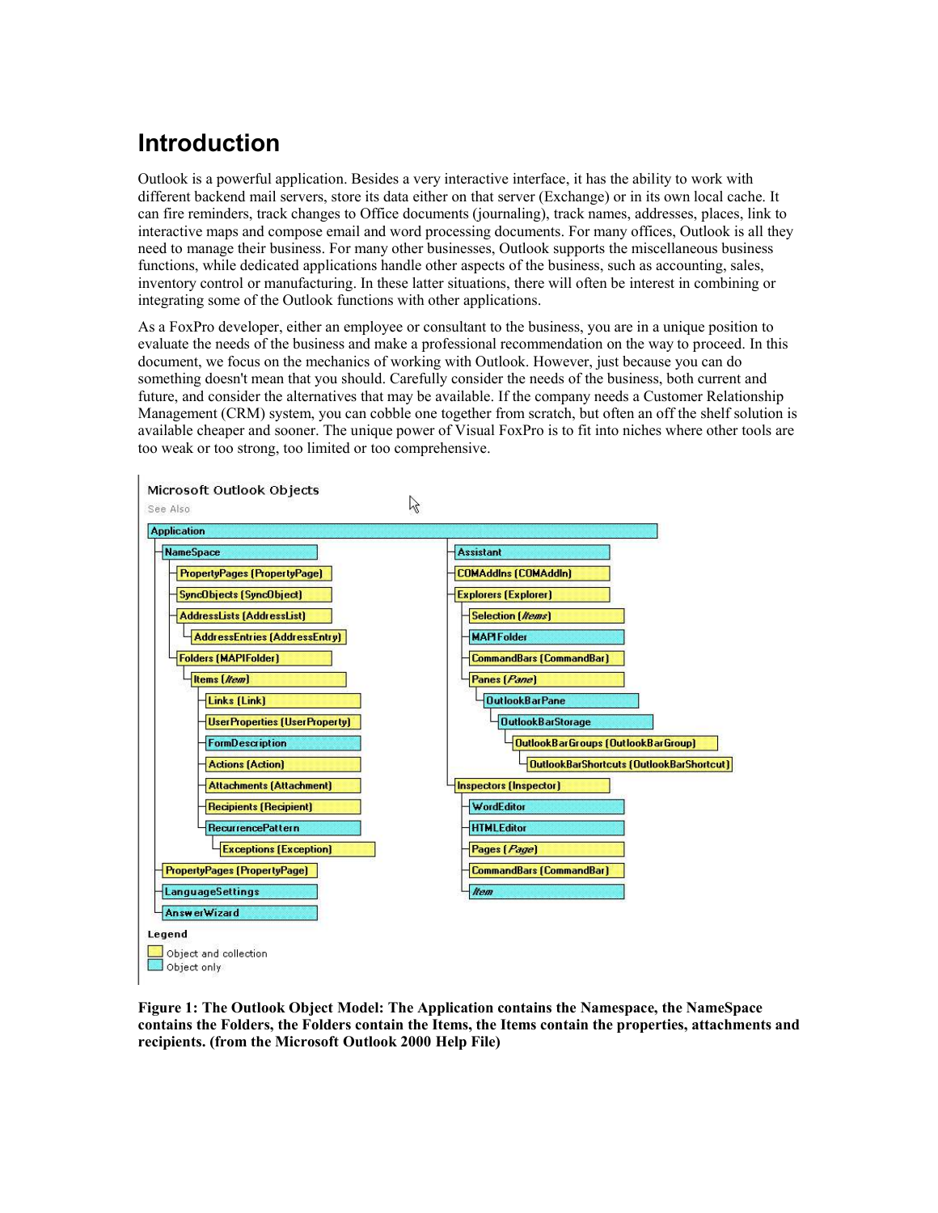# Introduction

Outlook is a powerful application. Besides a very interactive interface, it has the ability to work with different backend mail servers, store its data either on that server (Exchange) or in its own local cache. It can fire reminders, track changes to Office documents (journaling), track names, addresses, places, link to interactive maps and compose email and word processing documents. For many offices, Outlook is all they need to manage their business. For many other businesses, Outlook supports the miscellaneous business functions, while dedicated applications handle other aspects of the business, such as accounting, sales, inventory control or manufacturing. In these latter situations, there will often be interest in combining or integrating some of the Outlook functions with other applications.

As a FoxPro developer, either an employee or consultant to the business, you are in a unique position to evaluate the needs of the business and make a professional recommendation on the way to proceed. In this document, we focus on the mechanics of working with Outlook. However, just because you can do something doesn't mean that you should. Carefully consider the needs of the business, both current and future, and consider the alternatives that may be available. If the company needs a Customer Relationship Management (CRM) system, you can cobble one together from scratch, but often an off the shelf solution is available cheaper and sooner. The unique power of Visual FoxPro is to fit into niches where other tools are too weak or too strong, too limited or too comprehensive.

Microsoft Outlook Objects

See Also

- Application
  - NameSpace
    - PropertyPages (PropertyPage)
    - SyncObjects (SyncObject)
    - AddressLists (AddressList)
      - AddressEntries (AddressEntry)
    - Folders (MAPIFolder)
      - Items (*Item*)
        - Links (Link)
        - UserProperties (UserProperty)
        - FormDescription
        - Actions (Action)
        - Attachments (Attachment)
        - Recipients (Recipient)
        - RecurrencePattern
          - Exceptions (Exception)
  - PropertyPages (PropertyPage)
  - LanguageSettings
  - AnswerWizard
  - Assistant
  - COMAddIns (COMAddIn)
  - Explorers (Explorer)
    - Selection (*Items*)
    - MAPIFolder
    - CommandBars (CommandBar)
    - Panes (*Pane*)
      - OutlookBarPane
        - OutlookBarStorage
          - OutlookBarGroups (OutlookBarGroup)
            - OutlookBarShortcuts (OutlookBarShortcut)
  - Inspectors (Inspector)
    - WordEditor
    - HTMLEditor
    - Pages (*Page*)
    - CommandBars (CommandBar)
    - *Item*

Legend

- Object and collection
- Object only

**Figure 1: The Outlook Object Model: The Application contains the Namespace, the NameSpace contains the Folders, the Folders contain the Items, the Items contain the properties, attachments and recipients. (from the Microsoft Outlook 2000 Help File)**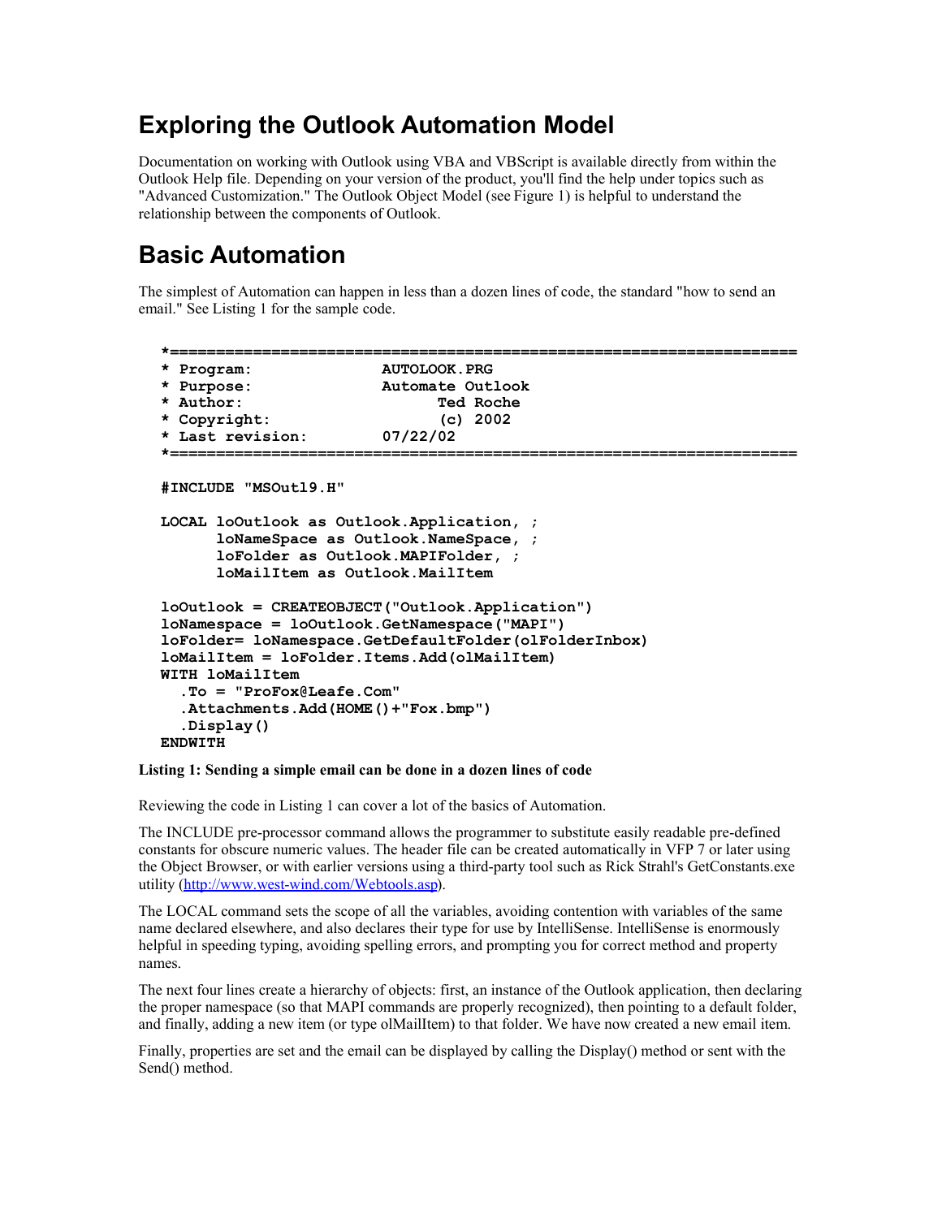# Exploring the Outlook Automation Model

Documentation on working with Outlook using VBA and VBScript is available directly from within the Outlook Help file. Depending on your version of the product, you'll find the help under topics such as "Advanced Customization." The Outlook Object Model (see Figure 1) is helpful to understand the relationship between the components of Outlook.

# Basic Automation

The simplest of Automation can happen in less than a dozen lines of code, the standard "how to send an email." See Listing 1 for the sample code.

```
*====================================================================
* Program:              AUTOLOOK.PRG
* Purpose:              Automate Outlook
* Author:                     Ted Roche
* Copyright:                  (c) 2002
* Last revision:        07/22/02
*====================================================================

#INCLUDE "MSOutl9.H"

LOCAL loOutlook as Outlook.Application, ;
      loNameSpace as Outlook.NameSpace, ;
      loFolder as Outlook.MAPIFolder, ;
      loMailItem as Outlook.MailItem

loOutlook = CREATEOBJECT("Outlook.Application")
loNamespace = loOutlook.GetNamespace("MAPI")
loFolder= loNamespace.GetDefaultFolder(olFolderInbox)
loMailItem = loFolder.Items.Add(olMailItem)
WITH loMailItem
  .To = "ProFox@Leafe.Com"
  .Attachments.Add(HOME()+"Fox.bmp")
  .Display()
ENDWITH
```

**Listing 1: Sending a simple email can be done in a dozen lines of code**

Reviewing the code in Listing 1 can cover a lot of the basics of Automation.

The INCLUDE pre-processor command allows the programmer to substitute easily readable pre-defined constants for obscure numeric values. The header file can be created automatically in VFP 7 or later using the Object Browser, or with earlier versions using a third-party tool such as Rick Strahl's GetConstants.exe utility (http://www.west-wind.com/Webtools.asp).

The LOCAL command sets the scope of all the variables, avoiding contention with variables of the same name declared elsewhere, and also declares their type for use by IntelliSense. IntelliSense is enormously helpful in speeding typing, avoiding spelling errors, and prompting you for correct method and property names.

The next four lines create a hierarchy of objects: first, an instance of the Outlook application, then declaring the proper namespace (so that MAPI commands are properly recognized), then pointing to a default folder, and finally, adding a new item (or type olMailItem) to that folder. We have now created a new email item.

Finally, properties are set and the email can be displayed by calling the Display() method or sent with the Send() method.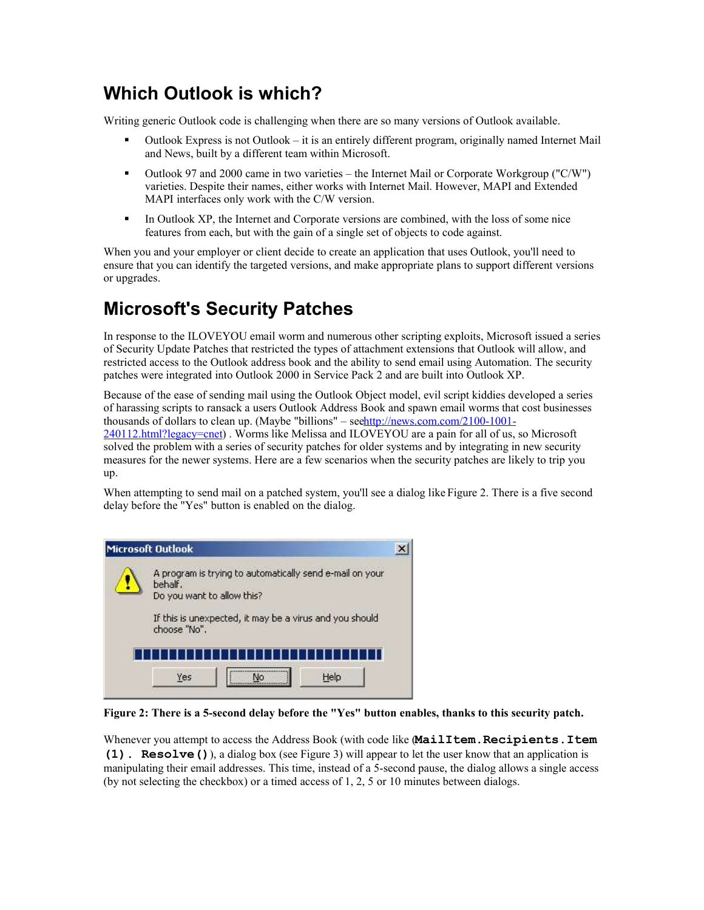# Which Outlook is which?

Writing generic Outlook code is challenging when there are so many versions of Outlook available.

- Outlook Express is not Outlook – it is an entirely different program, originally named Internet Mail and News, built by a different team within Microsoft.
- Outlook 97 and 2000 came in two varieties – the Internet Mail or Corporate Workgroup ("C/W") varieties. Despite their names, either works with Internet Mail. However, MAPI and Extended MAPI interfaces only work with the C/W version.
- In Outlook XP, the Internet and Corporate versions are combined, with the loss of some nice features from each, but with the gain of a single set of objects to code against.

When you and your employer or client decide to create an application that uses Outlook, you'll need to ensure that you can identify the targeted versions, and make appropriate plans to support different versions or upgrades.

# Microsoft's Security Patches

In response to the ILOVEYOU email worm and numerous other scripting exploits, Microsoft issued a series of Security Update Patches that restricted the types of attachment extensions that Outlook will allow, and restricted access to the Outlook address book and the ability to send email using Automation. The security patches were integrated into Outlook 2000 in Service Pack 2 and are built into Outlook XP.

Because of the ease of sending mail using the Outlook Object model, evil script kiddies developed a series of harassing scripts to ransack a users Outlook Address Book and spawn email worms that cost businesses thousands of dollars to clean up. (Maybe "billions" – see http://news.com.com/2100-1001-240112.html?legacy=cnet) . Worms like Melissa and ILOVEYOU are a pain for all of us, so Microsoft solved the problem with a series of security patches for older systems and by integrating in new security measures for the newer systems. Here are a few scenarios when the security patches are likely to trip you up.

When attempting to send mail on a patched system, you'll see a dialog like Figure 2. There is a five second delay before the "Yes" button is enabled on the dialog.

**Figure 2: There is a 5-second delay before the "Yes" button enables, thanks to this security patch.**

Whenever you attempt to access the Address Book (with code like `MailItem.Recipients.Item(1). Resolve()`), a dialog box (see Figure 3) will appear to let the user know that an application is manipulating their email addresses. This time, instead of a 5-second pause, the dialog allows a single access (by not selecting the checkbox) or a timed access of 1, 2, 5 or 10 minutes between dialogs.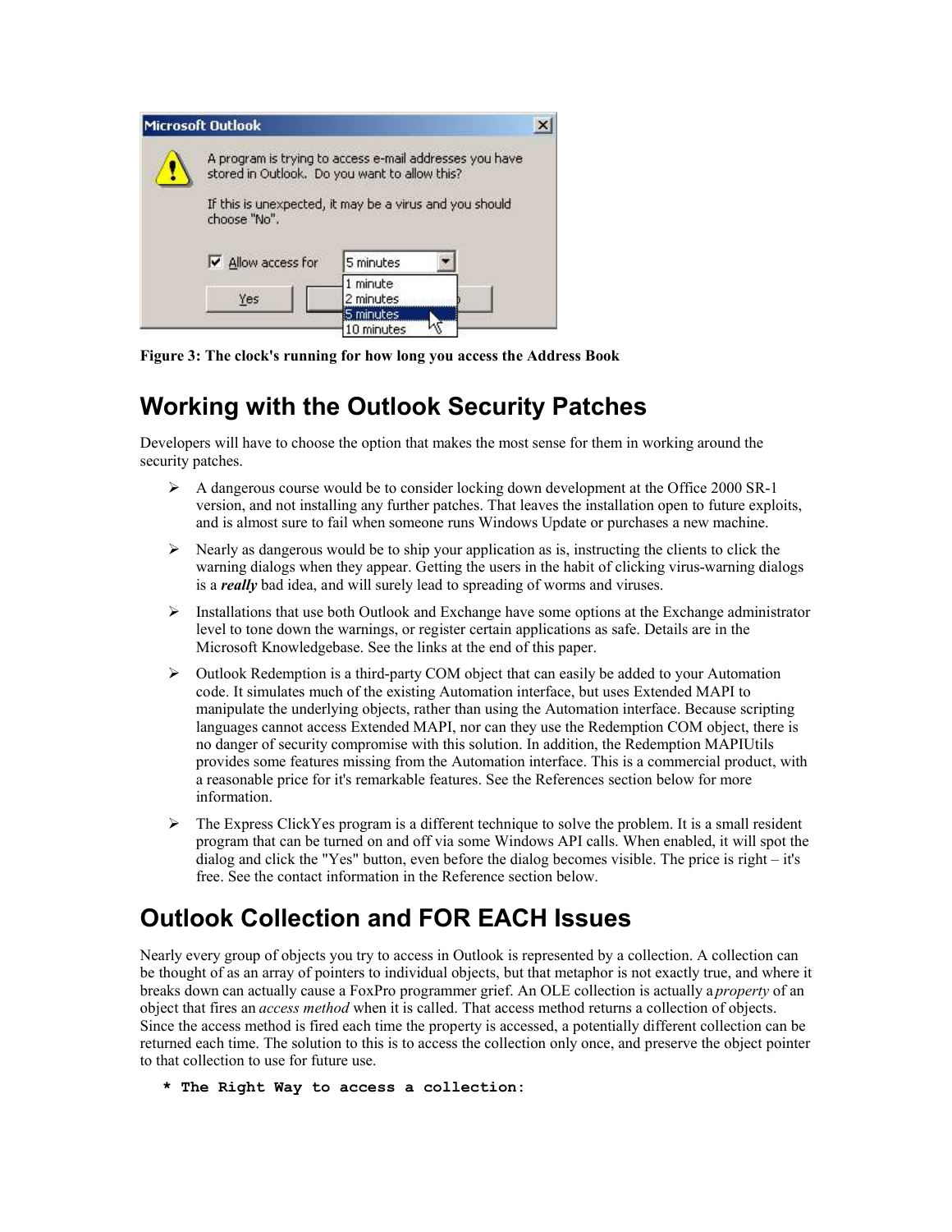Figure 3: The clock's running for how long you access the Address Book

# Working with the Outlook Security Patches

Developers will have to choose the option that makes the most sense for them in working around the security patches.

- A dangerous course would be to consider locking down development at the Office 2000 SR-1 version, and not installing any further patches. That leaves the installation open to future exploits, and is almost sure to fail when someone runs Windows Update or purchases a new machine.
- Nearly as dangerous would be to ship your application as is, instructing the clients to click the warning dialogs when they appear. Getting the users in the habit of clicking virus-warning dialogs is a ***really*** bad idea, and will surely lead to spreading of worms and viruses.
- Installations that use both Outlook and Exchange have some options at the Exchange administrator level to tone down the warnings, or register certain applications as safe. Details are in the Microsoft Knowledgebase. See the links at the end of this paper.
- Outlook Redemption is a third-party COM object that can easily be added to your Automation code. It simulates much of the existing Automation interface, but uses Extended MAPI to manipulate the underlying objects, rather than using the Automation interface. Because scripting languages cannot access Extended MAPI, nor can they use the Redemption COM object, there is no danger of security compromise with this solution. In addition, the Redemption MAPIUtils provides some features missing from the Automation interface. This is a commercial product, with a reasonable price for it's remarkable features. See the References section below for more information.
- The Express ClickYes program is a different technique to solve the problem. It is a small resident program that can be turned on and off via some Windows API calls. When enabled, it will spot the dialog and click the "Yes" button, even before the dialog becomes visible. The price is right – it's free. See the contact information in the Reference section below.

# Outlook Collection and FOR EACH Issues

Nearly every group of objects you try to access in Outlook is represented by a collection. A collection can be thought of as an array of pointers to individual objects, but that metaphor is not exactly true, and where it breaks down can actually cause a FoxPro programmer grief. An OLE collection is actually a *property* of an object that fires an *access method* when it is called. That access method returns a collection of objects. Since the access method is fired each time the property is accessed, a potentially different collection can be returned each time. The solution to this is to access the collection only once, and preserve the object pointer to that collection to use for future use.

```
* The Right Way to access a collection:
```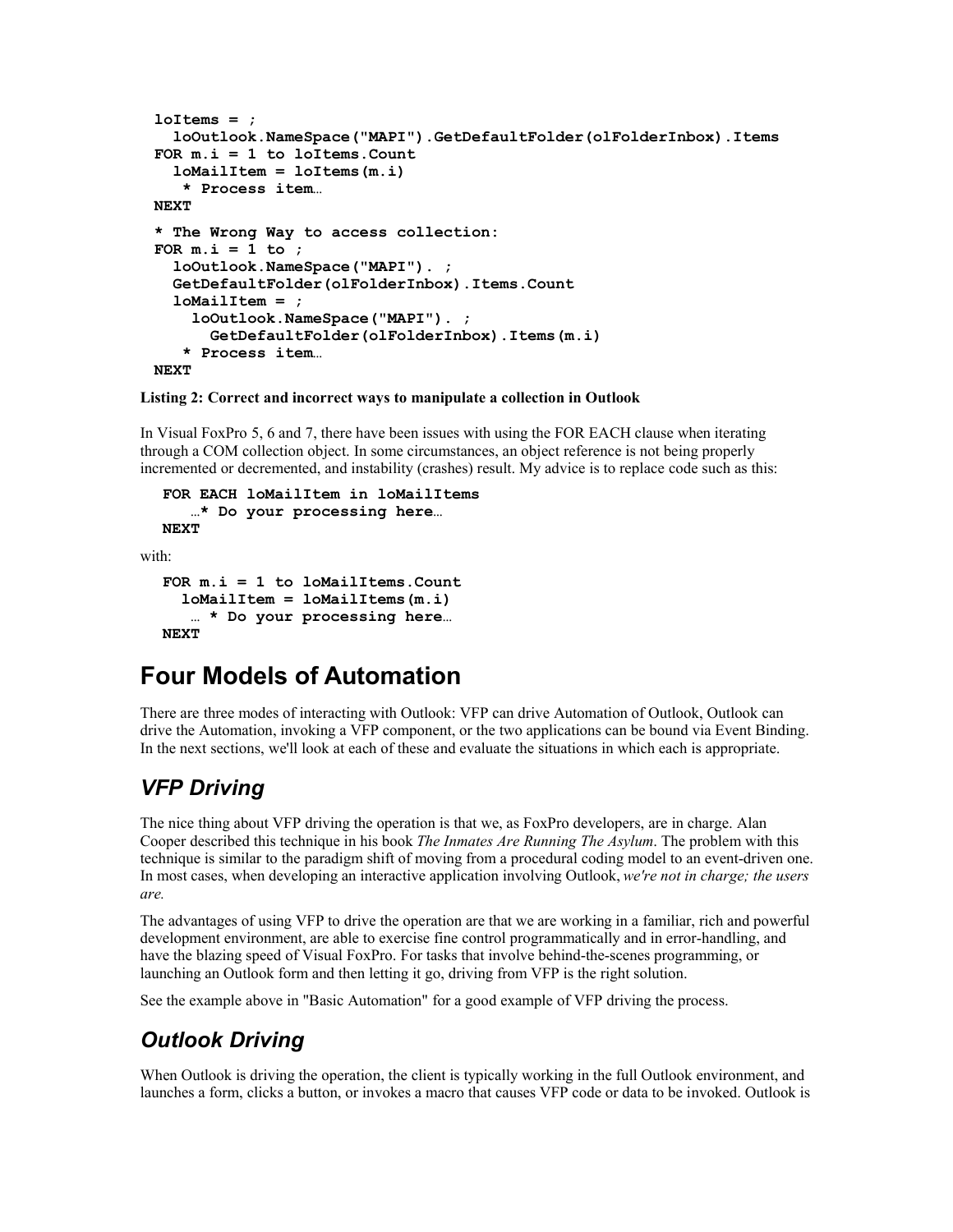```
loItems = ;
  loOutlook.NameSpace("MAPI").GetDefaultFolder(olFolderInbox).Items
FOR m.i = 1 to loItems.Count
  loMailItem = loItems(m.i)
   * Process item…
NEXT
* The Wrong Way to access collection:
FOR m.i = 1 to ;
  loOutlook.NameSpace("MAPI"). ;
  GetDefaultFolder(olFolderInbox).Items.Count
  loMailItem = ;
    loOutlook.NameSpace("MAPI"). ;
      GetDefaultFolder(olFolderInbox).Items(m.i)
   * Process item…
NEXT
```

**Listing 2: Correct and incorrect ways to manipulate a collection in Outlook**

In Visual FoxPro 5, 6 and 7, there have been issues with using the FOR EACH clause when iterating through a COM collection object. In some circumstances, an object reference is not being properly incremented or decremented, and instability (crashes) result. My advice is to replace code such as this:

```
FOR EACH loMailItem in loMailItems
   …* Do your processing here…
NEXT
```

with:

```
FOR m.i = 1 to loMailItems.Count
  loMailItem = loMailItems(m.i)
   … * Do your processing here…
NEXT
```

# Four Models of Automation

There are three modes of interacting with Outlook: VFP can drive Automation of Outlook, Outlook can drive the Automation, invoking a VFP component, or the two applications can be bound via Event Binding. In the next sections, we'll look at each of these and evaluate the situations in which each is appropriate.

## *VFP Driving*

The nice thing about VFP driving the operation is that we, as FoxPro developers, are in charge. Alan Cooper described this technique in his book *The Inmates Are Running The Asylum*. The problem with this technique is similar to the paradigm shift of moving from a procedural coding model to an event-driven one. In most cases, when developing an interactive application involving Outlook, *we're not in charge; the users are.*

The advantages of using VFP to drive the operation are that we are working in a familiar, rich and powerful development environment, are able to exercise fine control programmatically and in error-handling, and have the blazing speed of Visual FoxPro. For tasks that involve behind-the-scenes programming, or launching an Outlook form and then letting it go, driving from VFP is the right solution.

See the example above in "Basic Automation" for a good example of VFP driving the process.

## *Outlook Driving*

When Outlook is driving the operation, the client is typically working in the full Outlook environment, and launches a form, clicks a button, or invokes a macro that causes VFP code or data to be invoked. Outlook is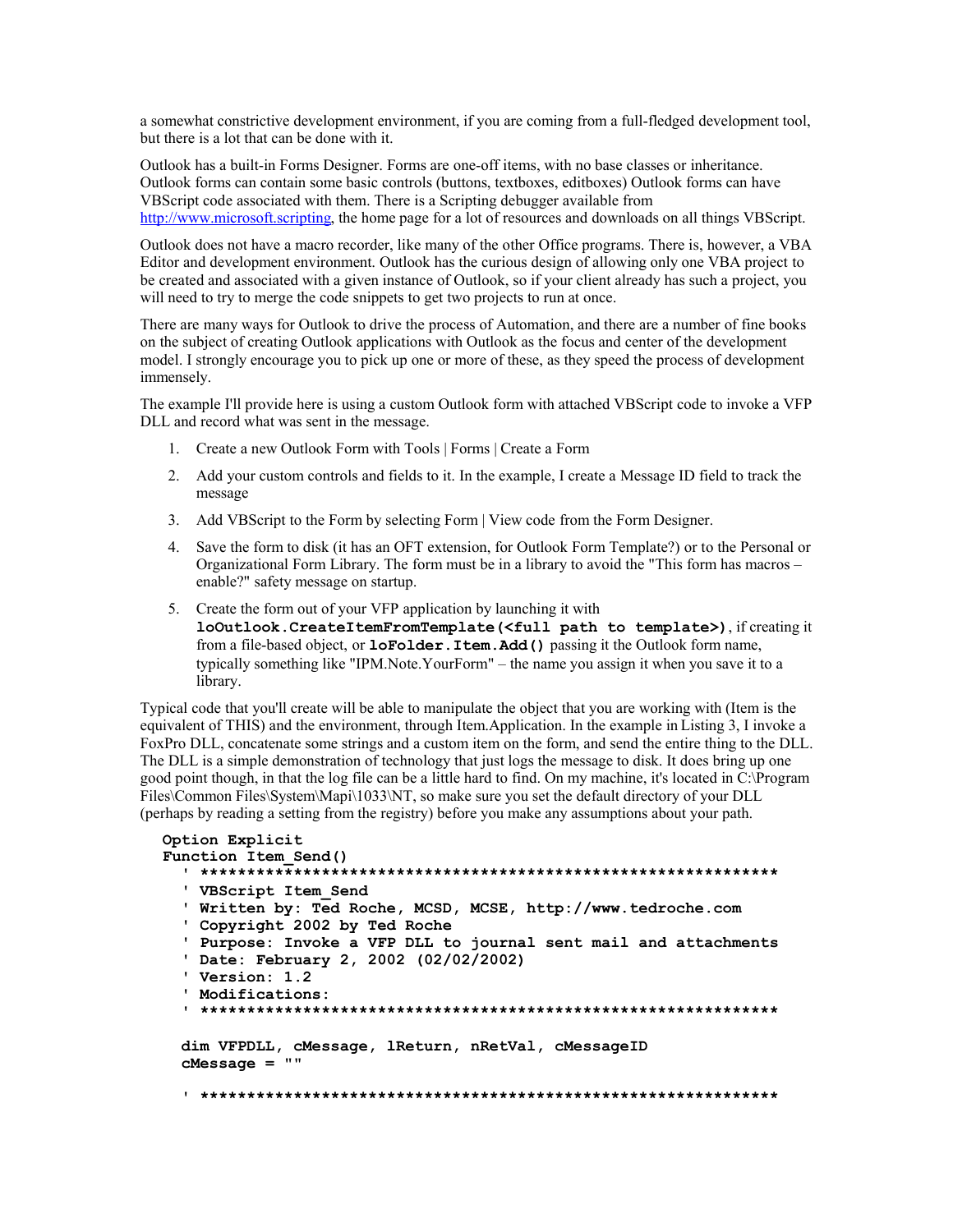a somewhat constrictive development environment, if you are coming from a full-fledged development tool, but there is a lot that can be done with it.

Outlook has a built-in Forms Designer. Forms are one-off items, with no base classes or inheritance. Outlook forms can contain some basic controls (buttons, textboxes, editboxes) Outlook forms can have VBScript code associated with them. There is a Scripting debugger available from http://www.microsoft.scripting, the home page for a lot of resources and downloads on all things VBScript.

Outlook does not have a macro recorder, like many of the other Office programs. There is, however, a VBA Editor and development environment. Outlook has the curious design of allowing only one VBA project to be created and associated with a given instance of Outlook, so if your client already has such a project, you will need to try to merge the code snippets to get two projects to run at once.

There are many ways for Outlook to drive the process of Automation, and there are a number of fine books on the subject of creating Outlook applications with Outlook as the focus and center of the development model. I strongly encourage you to pick up one or more of these, as they speed the process of development immensely.

The example I'll provide here is using a custom Outlook form with attached VBScript code to invoke a VFP DLL and record what was sent in the message.

1. Create a new Outlook Form with Tools | Forms | Create a Form
2. Add your custom controls and fields to it. In the example, I create a Message ID field to track the message
3. Add VBScript to the Form by selecting Form | View code from the Form Designer.
4. Save the form to disk (it has an OFT extension, for Outlook Form Template?) or to the Personal or Organizational Form Library. The form must be in a library to avoid the "This form has macros – enable?" safety message on startup.
5. Create the form out of your VFP application by launching it with **loOutlook.CreateItemFromTemplate(<full path to template>)**, if creating it from a file-based object, or **loFolder.Item.Add()** passing it the Outlook form name, typically something like "IPM.Note.YourForm" – the name you assign it when you save it to a library.

Typical code that you'll create will be able to manipulate the object that you are working with (Item is the equivalent of THIS) and the environment, through Item.Application. In the example in Listing 3, I invoke a FoxPro DLL, concatenate some strings and a custom item on the form, and send the entire thing to the DLL. The DLL is a simple demonstration of technology that just logs the message to disk. It does bring up one good point though, in that the log file can be a little hard to find. On my machine, it's located in C:\Program Files\Common Files\System\Mapi\1033\NT, so make sure you set the default directory of your DLL (perhaps by reading a setting from the registry) before you make any assumptions about your path.

```
Option Explicit
Function Item_Send()
  ' ***************************************************************
  ' VBScript Item_Send
  ' Written by: Ted Roche, MCSD, MCSE, http://www.tedroche.com
  ' Copyright 2002 by Ted Roche
  ' Purpose: Invoke a VFP DLL to journal sent mail and attachments
  ' Date: February 2, 2002 (02/02/2002)
  ' Version: 1.2
  ' Modifications:
  ' ***************************************************************

  dim VFPDLL, cMessage, lReturn, nRetVal, cMessageID
  cMessage = ""

  ' ***************************************************************
```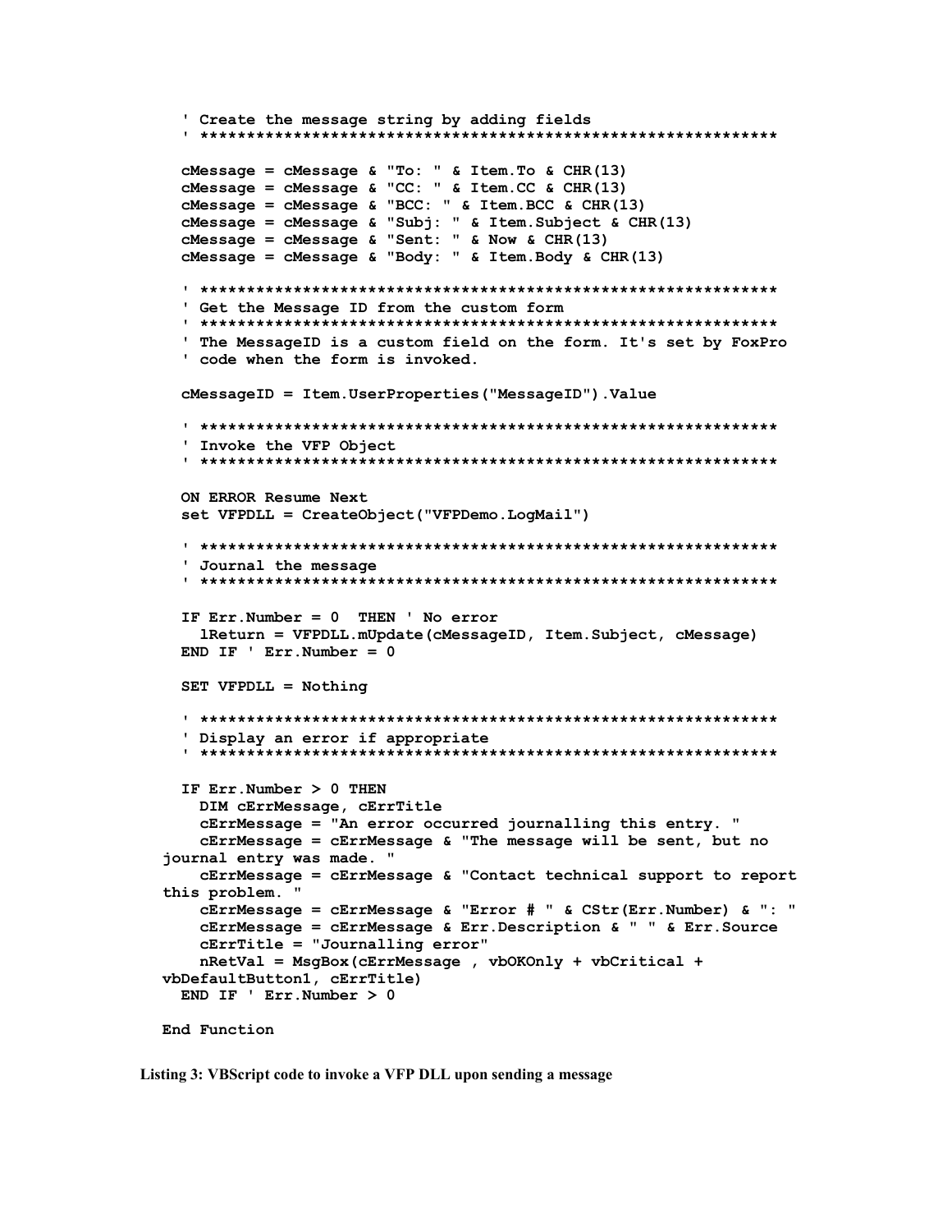```
  ' Create the message string by adding fields
  ' ***************************************************************

  cMessage = cMessage & "To: " & Item.To & CHR(13)
  cMessage = cMessage & "CC: " & Item.CC & CHR(13)
  cMessage = cMessage & "BCC: " & Item.BCC & CHR(13)
  cMessage = cMessage & "Subj: " & Item.Subject & CHR(13)
  cMessage = cMessage & "Sent: " & Now & CHR(13)
  cMessage = cMessage & "Body: " & Item.Body & CHR(13)

  ' ***************************************************************
  ' Get the Message ID from the custom form
  ' ***************************************************************
  ' The MessageID is a custom field on the form. It's set by FoxPro
  ' code when the form is invoked.

  cMessageID = Item.UserProperties("MessageID").Value

  ' ***************************************************************
  ' Invoke the VFP Object
  ' ***************************************************************

  ON ERROR Resume Next
  set VFPDLL = CreateObject("VFPDemo.LogMail")

  ' ***************************************************************
  ' Journal the message
  ' ***************************************************************

  IF Err.Number = 0  THEN ' No error
    lReturn = VFPDLL.mUpdate(cMessageID, Item.Subject, cMessage)
  END IF ' Err.Number = 0

  SET VFPDLL = Nothing

  ' ***************************************************************
  ' Display an error if appropriate
  ' ***************************************************************

  IF Err.Number > 0 THEN
    DIM cErrMessage, cErrTitle
    cErrMessage = "An error occurred journalling this entry. "
    cErrMessage = cErrMessage & "The message will be sent, but no
journal entry was made. "
    cErrMessage = cErrMessage & "Contact technical support to report
this problem. "
    cErrMessage = cErrMessage & "Error # " & CStr(Err.Number) & ": "
    cErrMessage = cErrMessage & Err.Description & " " & Err.Source
    cErrTitle = "Journalling error"
    nRetVal = MsgBox(cErrMessage , vbOKOnly + vbCritical +
vbDefaultButton1, cErrTitle)
  END IF ' Err.Number > 0

End Function
```

**Listing 3: VBScript code to invoke a VFP DLL upon sending a message**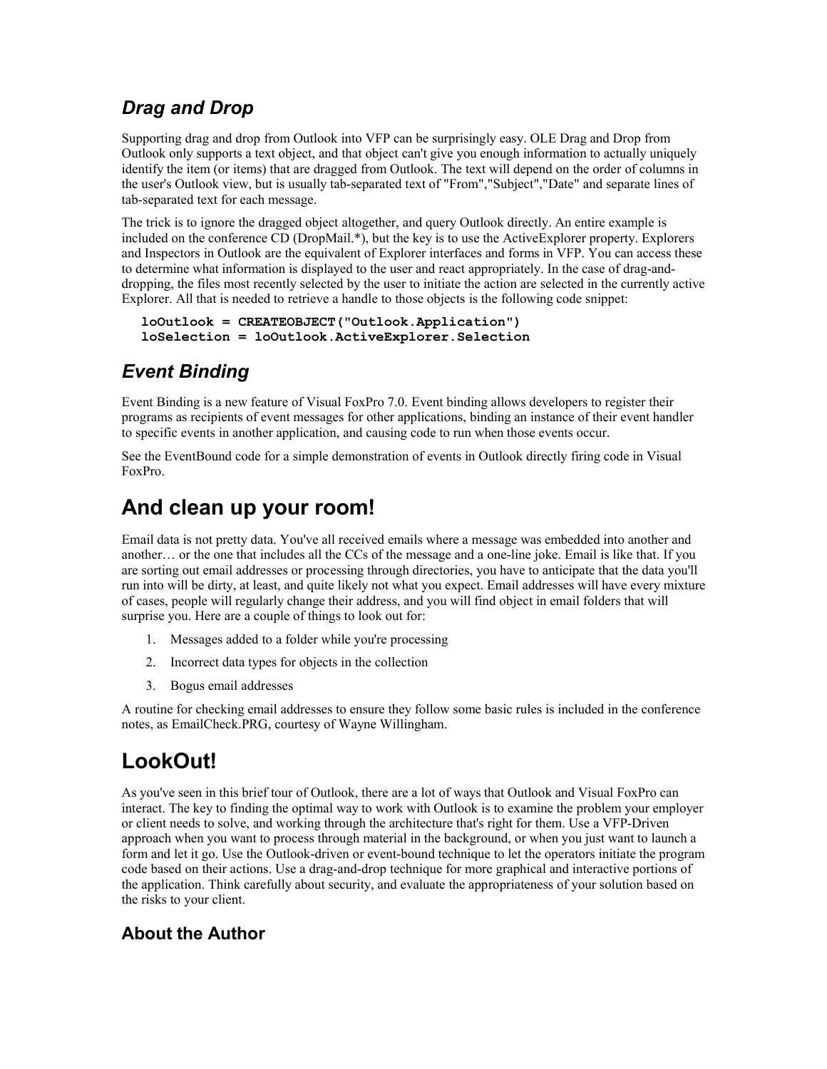### *Drag and Drop*

Supporting drag and drop from Outlook into VFP can be surprisingly easy. OLE Drag and Drop from Outlook only supports a text object, and that object can't give you enough information to actually uniquely identify the item (or items) that are dragged from Outlook. The text will depend on the order of columns in the user's Outlook view, but is usually tab-separated text of "From","Subject","Date" and separate lines of tab-separated text for each message.

The trick is to ignore the dragged object altogether, and query Outlook directly. An entire example is included on the conference CD (DropMail.*), but the key is to use the ActiveExplorer property. Explorers and Inspectors in Outlook are the equivalent of Explorer interfaces and forms in VFP. You can access these to determine what information is displayed to the user and react appropriately. In the case of drag-and-dropping, the files most recently selected by the user to initiate the action are selected in the currently active Explorer. All that is needed to retrieve a handle to those objects is the following code snippet:

```
loOutlook = CREATEOBJECT("Outlook.Application")
loSelection = loOutlook.ActiveExplorer.Selection
```

### *Event Binding*

Event Binding is a new feature of Visual FoxPro 7.0. Event binding allows developers to register their programs as recipients of event messages for other applications, binding an instance of their event handler to specific events in another application, and causing code to run when those events occur.

See the EventBound code for a simple demonstration of events in Outlook directly firing code in Visual FoxPro.

## And clean up your room!

Email data is not pretty data. You've all received emails where a message was embedded into another and another… or the one that includes all the CCs of the message and a one-line joke. Email is like that. If you are sorting out email addresses or processing through directories, you have to anticipate that the data you'll run into will be dirty, at least, and quite likely not what you expect. Email addresses will have every mixture of cases, people will regularly change their address, and you will find object in email folders that will surprise you. Here are a couple of things to look out for:

1. Messages added to a folder while you're processing
2. Incorrect data types for objects in the collection
3. Bogus email addresses

A routine for checking email addresses to ensure they follow some basic rules is included in the conference notes, as EmailCheck.PRG, courtesy of Wayne Willingham.

## LookOut!

As you've seen in this brief tour of Outlook, there are a lot of ways that Outlook and Visual FoxPro can interact. The key to finding the optimal way to work with Outlook is to examine the problem your employer or client needs to solve, and working through the architecture that's right for them. Use a VFP-Driven approach when you want to process through material in the background, or when you just want to launch a form and let it go. Use the Outlook-driven or event-bound technique to let the operators initiate the program code based on their actions. Use a drag-and-drop technique for more graphical and interactive portions of the application. Think carefully about security, and evaluate the appropriateness of your solution based on the risks to your client.

### About the Author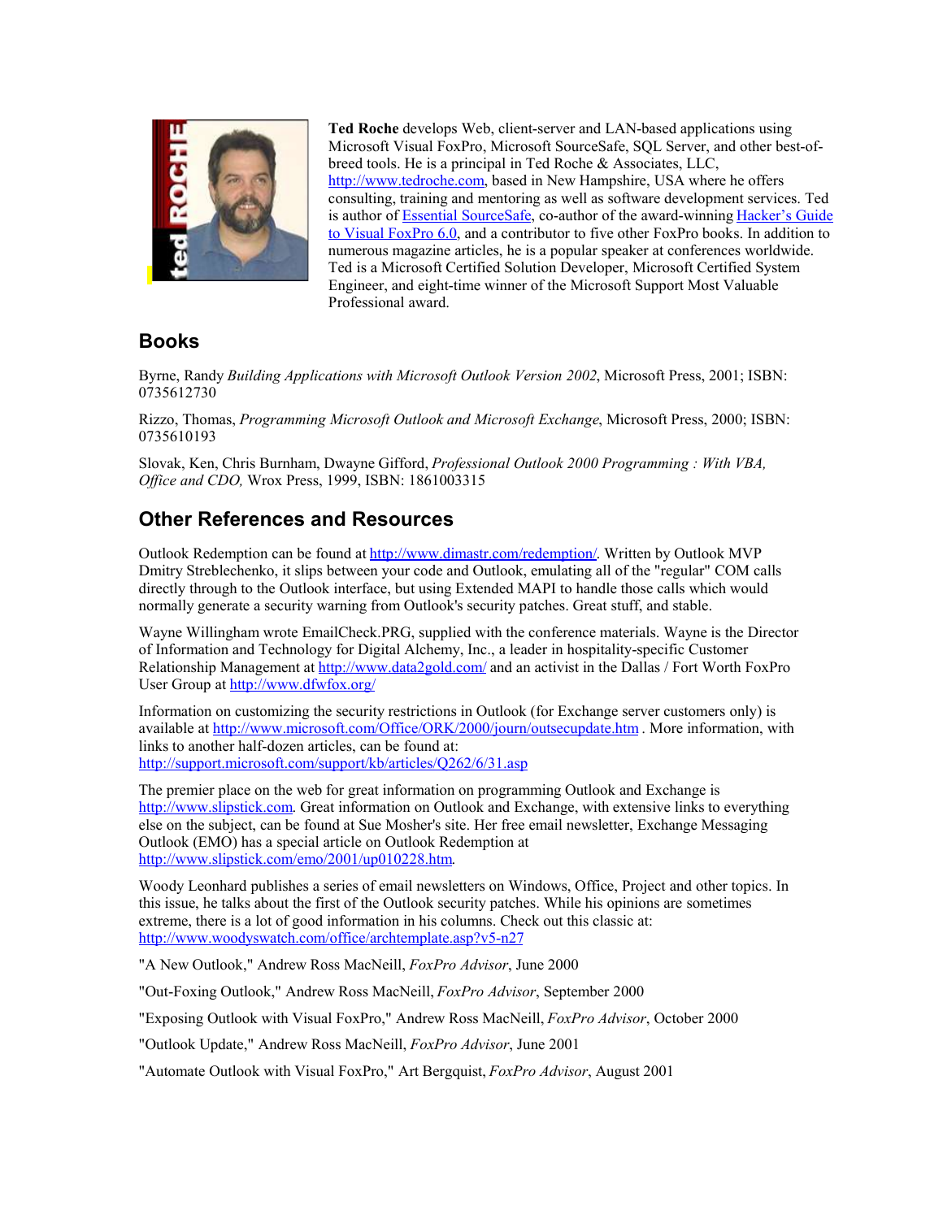**Ted Roche** develops Web, client-server and LAN-based applications using Microsoft Visual FoxPro, Microsoft SourceSafe, SQL Server, and other best-of-breed tools. He is a principal in Ted Roche & Associates, LLC, http://www.tedroche.com, based in New Hampshire, USA where he offers consulting, training and mentoring as well as software development services. Ted is author of Essential SourceSafe, co-author of the award-winning Hacker's Guide to Visual FoxPro 6.0, and a contributor to five other FoxPro books. In addition to numerous magazine articles, he is a popular speaker at conferences worldwide. Ted is a Microsoft Certified Solution Developer, Microsoft Certified System Engineer, and eight-time winner of the Microsoft Support Most Valuable Professional award.

## Books

Byrne, Randy *Building Applications with Microsoft Outlook Version 2002*, Microsoft Press, 2001; ISBN: 0735612730

Rizzo, Thomas, *Programming Microsoft Outlook and Microsoft Exchange*, Microsoft Press, 2000; ISBN: 0735610193

Slovak, Ken, Chris Burnham, Dwayne Gifford, *Professional Outlook 2000 Programming : With VBA, Office and CDO,* Wrox Press, 1999, ISBN: 1861003315

## Other References and Resources

Outlook Redemption can be found at http://www.dimastr.com/redemption/. Written by Outlook MVP Dmitry Streblechenko, it slips between your code and Outlook, emulating all of the "regular" COM calls directly through to the Outlook interface, but using Extended MAPI to handle those calls which would normally generate a security warning from Outlook's security patches. Great stuff, and stable.

Wayne Willingham wrote EmailCheck.PRG, supplied with the conference materials. Wayne is the Director of Information and Technology for Digital Alchemy, Inc., a leader in hospitality-specific Customer Relationship Management at http://www.data2gold.com/ and an activist in the Dallas / Fort Worth FoxPro User Group at http://www.dfwfox.org/

Information on customizing the security restrictions in Outlook (for Exchange server customers only) is available at http://www.microsoft.com/Office/ORK/2000/journ/outsecupdate.htm . More information, with links to another half-dozen articles, can be found at: http://support.microsoft.com/support/kb/articles/Q262/6/31.asp

The premier place on the web for great information on programming Outlook and Exchange is http://www.slipstick.com. Great information on Outlook and Exchange, with extensive links to everything else on the subject, can be found at Sue Mosher's site. Her free email newsletter, Exchange Messaging Outlook (EMO) has a special article on Outlook Redemption at http://www.slipstick.com/emo/2001/up010228.htm.

Woody Leonhard publishes a series of email newsletters on Windows, Office, Project and other topics. In this issue, he talks about the first of the Outlook security patches. While his opinions are sometimes extreme, there is a lot of good information in his columns. Check out this classic at: http://www.woodyswatch.com/office/archtemplate.asp?v5-n27

"A New Outlook," Andrew Ross MacNeill, *FoxPro Advisor*, June 2000

"Out-Foxing Outlook," Andrew Ross MacNeill, *FoxPro Advisor*, September 2000

"Exposing Outlook with Visual FoxPro," Andrew Ross MacNeill, *FoxPro Advisor*, October 2000

"Outlook Update," Andrew Ross MacNeill, *FoxPro Advisor*, June 2001

"Automate Outlook with Visual FoxPro," Art Bergquist, *FoxPro Advisor*, August 2001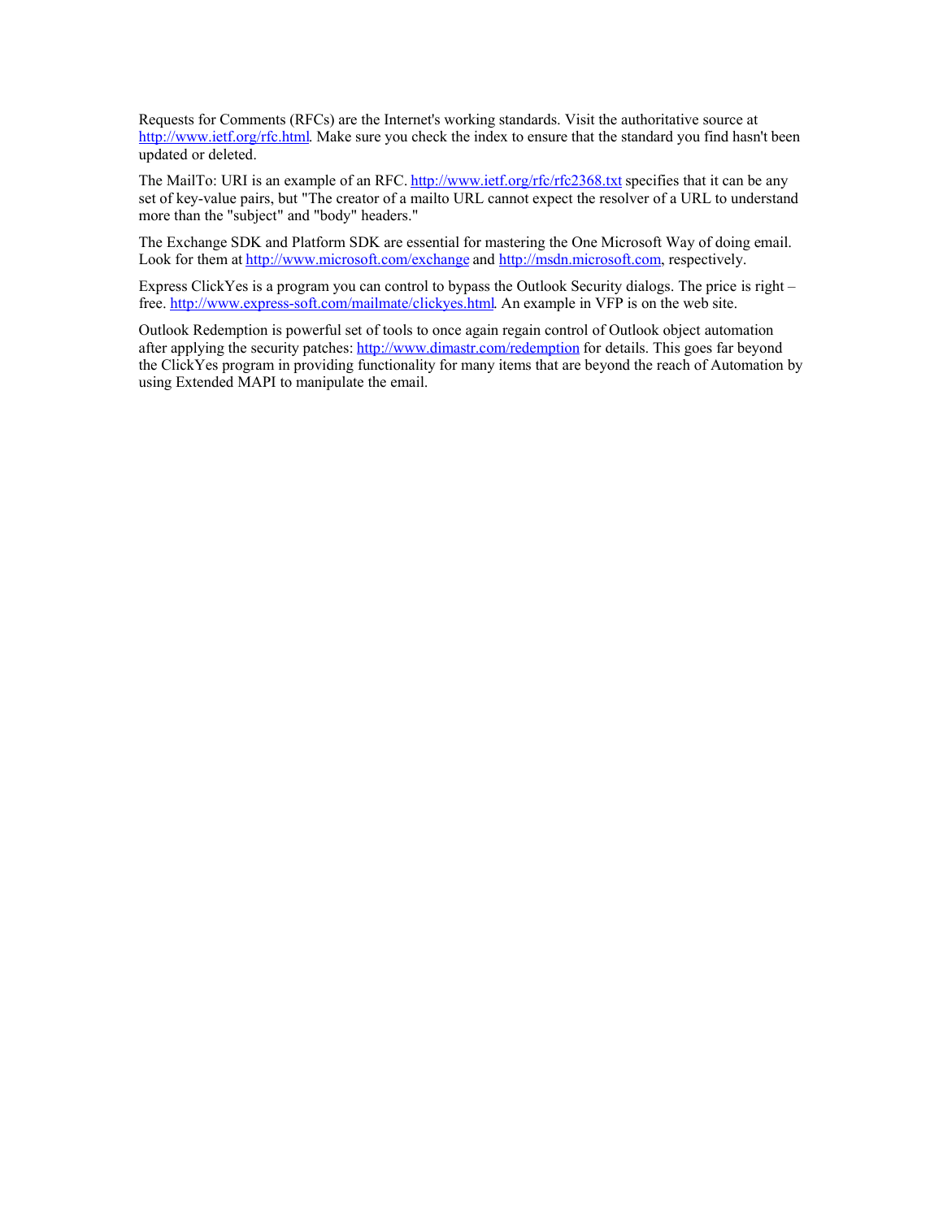Requests for Comments (RFCs) are the Internet's working standards. Visit the authoritative source at http://www.ietf.org/rfc.html. Make sure you check the index to ensure that the standard you find hasn't been updated or deleted.

The MailTo: URI is an example of an RFC. http://www.ietf.org/rfc/rfc2368.txt specifies that it can be any set of key-value pairs, but "The creator of a mailto URL cannot expect the resolver of a URL to understand more than the "subject" and "body" headers."

The Exchange SDK and Platform SDK are essential for mastering the One Microsoft Way of doing email. Look for them at http://www.microsoft.com/exchange and http://msdn.microsoft.com, respectively.

Express ClickYes is a program you can control to bypass the Outlook Security dialogs. The price is right – free. http://www.express-soft.com/mailmate/clickyes.html. An example in VFP is on the web site.

Outlook Redemption is powerful set of tools to once again regain control of Outlook object automation after applying the security patches: http://www.dimastr.com/redemption for details. This goes far beyond the ClickYes program in providing functionality for many items that are beyond the reach of Automation by using Extended MAPI to manipulate the email.